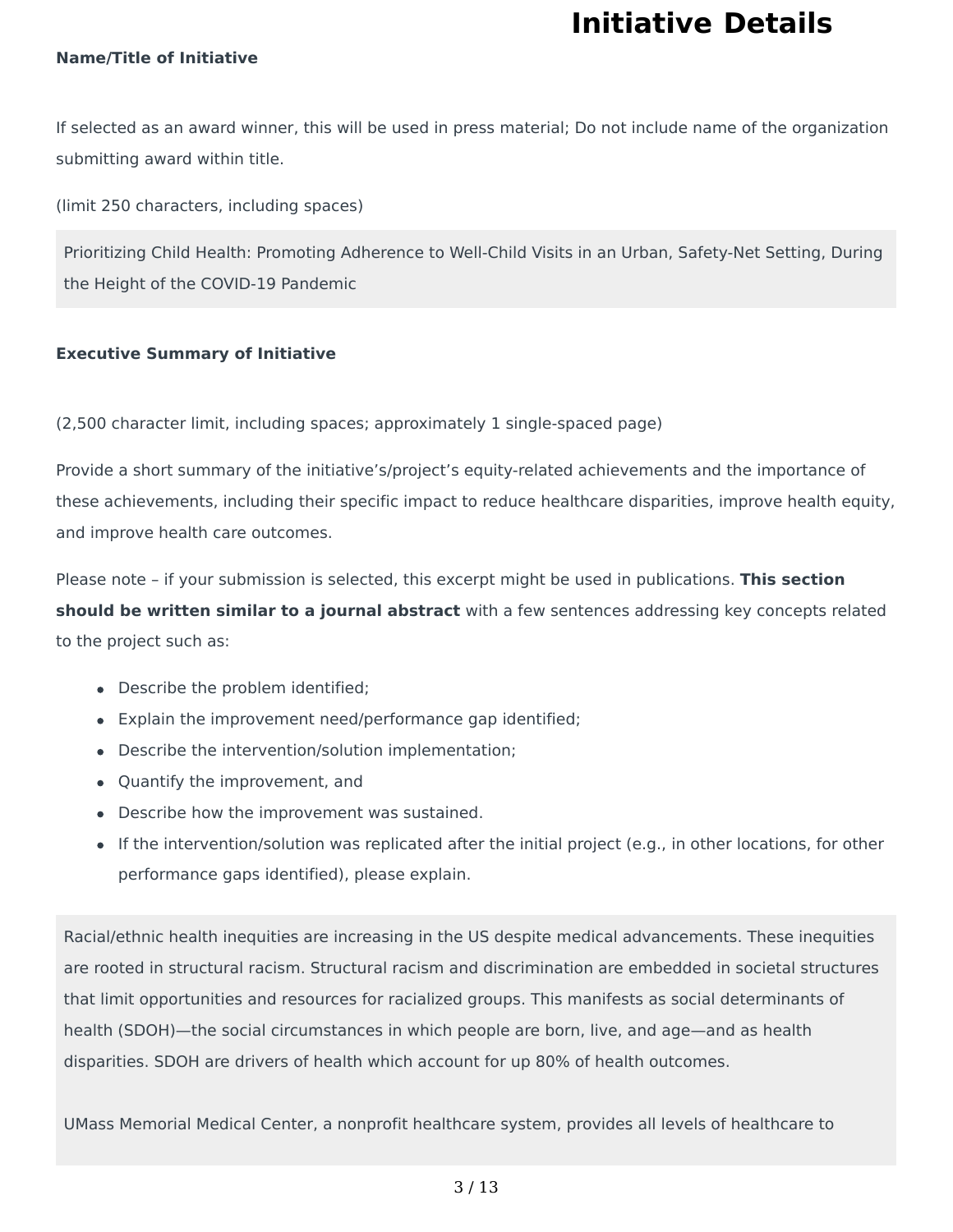# Initiative Details

**Name/Title of Initiative**

If selected as an award winner, this will be used in press material; Do not include name of the organization submitting award within title.

(limit 250 characters, including spaces)

Prioritizing Child Health: Promoting Adherence to Well-Child Visits in an Urban, Safety-Net Setting, During the Height of the COVID-19 Pandemic

**Executive Summary of Initiative**

(2,500 character limit, including spaces; approximately 1 single-spaced page)

Provide a short summary of the initiative's/project's equity-related achievements and the importance of these achievements, including their specific impact to reduce healthcare disparities, improve health equity, and improve health care outcomes.

Please note – if your submission is selected, this excerpt might be used in publications. **This section should be written similar to a journal abstract** with a few sentences addressing key concepts related to the project such as:

- Describe the problem identified;
- Explain the improvement need/performance gap identified;
- Describe the intervention/solution implementation;
- Quantify the improvement, and
- Describe how the improvement was sustained.
- If the intervention/solution was replicated after the initial project (e.g., in other locations, for other performance gaps identified), please explain.

Racial/ethnic health inequities are increasing in the US despite medical advancements. These inequities are rooted in structural racism. Structural racism and discrimination are embedded in societal structures that limit opportunities and resources for racialized groups. This manifests as social determinants of health (SDOH)—the social circumstances in which people are born, live, and age—and as health disparities. SDOH are drivers of health which account for up 80% of health outcomes.

UMass Memorial Medical Center, a nonprofit healthcare system, provides all levels of healthcare to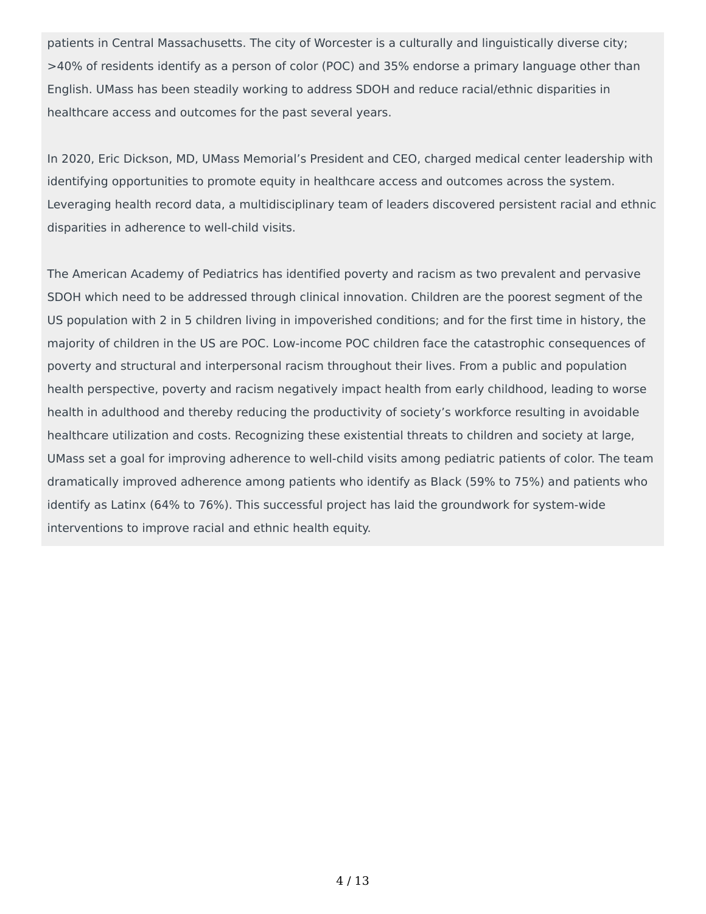patients in Central Massachusetts. The city of Worcester is a culturally and linguistically diverse city; >40% of residents identify as a person of color (POC) and 35% endorse a primary language other than English. UMass has been steadily working to address SDOH and reduce racial/ethnic disparities in healthcare access and outcomes for the past several years.

In 2020, Eric Dickson, MD, UMass Memorial's President and CEO, charged medical center leadership with identifying opportunities to promote equity in healthcare access and outcomes across the system. Leveraging health record data, a multidisciplinary team of leaders discovered persistent racial and ethnic disparities in adherence to well-child visits.

The American Academy of Pediatrics has identified poverty and racism as two prevalent and pervasive SDOH which need to be addressed through clinical innovation. Children are the poorest segment of the US population with 2 in 5 children living in impoverished conditions; and for the first time in history, the majority of children in the US are POC. Low-income POC children face the catastrophic consequences of poverty and structural and interpersonal racism throughout their lives. From a public and population health perspective, poverty and racism negatively impact health from early childhood, leading to worse health in adulthood and thereby reducing the productivity of society's workforce resulting in avoidable healthcare utilization and costs. Recognizing these existential threats to children and society at large, UMass set a goal for improving adherence to well-child visits among pediatric patients of color. The team dramatically improved adherence among patients who identify as Black (59% to 75%) and patients who identify as Latinx (64% to 76%). This successful project has laid the groundwork for system-wide interventions to improve racial and ethnic health equity.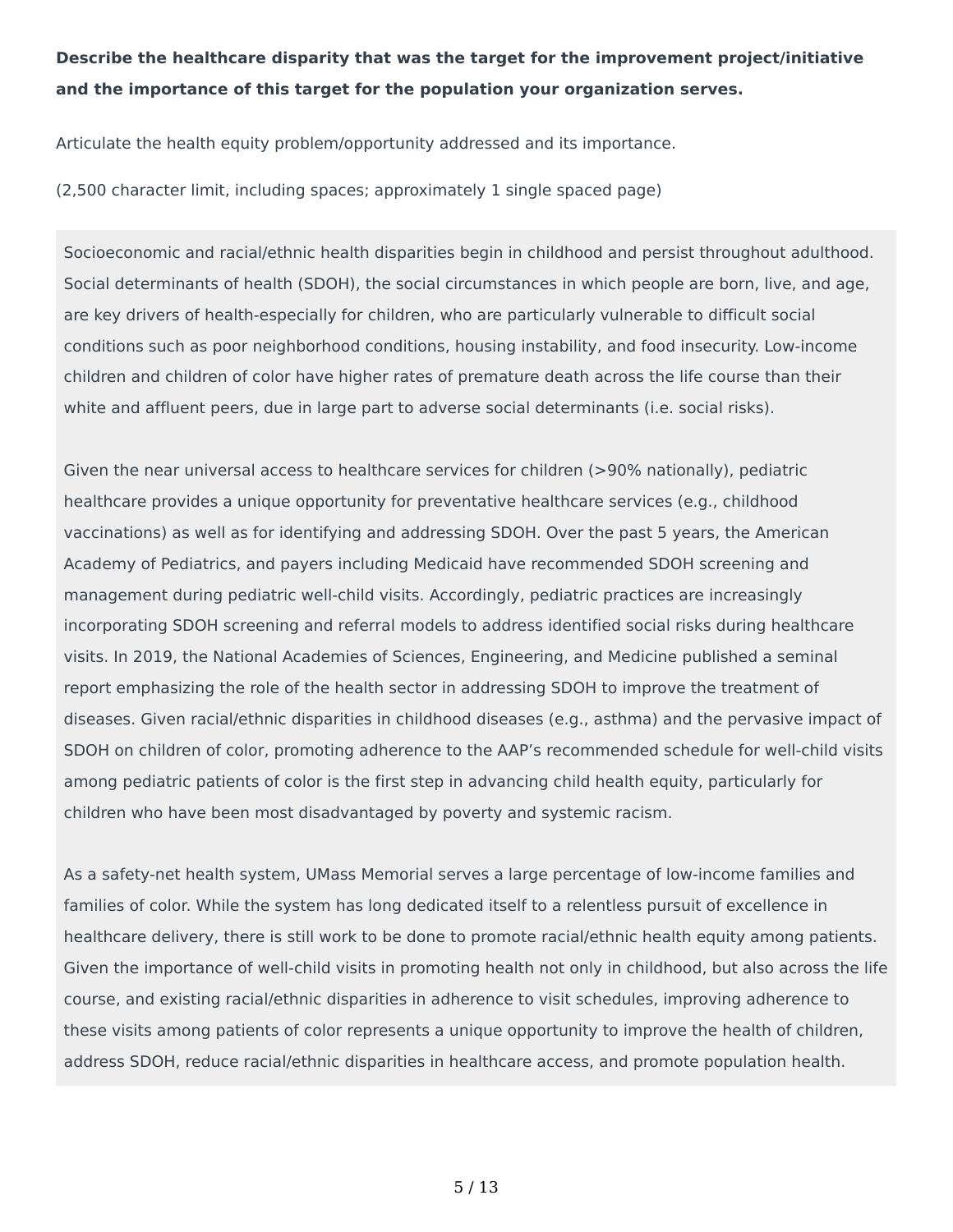**Describe the healthcare disparity that was the target for the improvement project/initiative and the importance of this target for the population your organization serves.**

Articulate the health equity problem/opportunity addressed and its importance.

(2,500 character limit, including spaces; approximately 1 single spaced page)

Socioeconomic and racial/ethnic health disparities begin in childhood and persist throughout adulthood. Social determinants of health (SDOH), the social circumstances in which people are born, live, and age, are key drivers of health-especially for children, who are particularly vulnerable to difficult social conditions such as poor neighborhood conditions, housing instability, and food insecurity. Low-income children and children of color have higher rates of premature death across the life course than their white and affluent peers, due in large part to adverse social determinants (i.e. social risks).

Given the near universal access to healthcare services for children (>90% nationally), pediatric healthcare provides a unique opportunity for preventative healthcare services (e.g., childhood vaccinations) as well as for identifying and addressing SDOH. Over the past 5 years, the American Academy of Pediatrics, and payers including Medicaid have recommended SDOH screening and management during pediatric well-child visits. Accordingly, pediatric practices are increasingly incorporating SDOH screening and referral models to address identified social risks during healthcare visits. In 2019, the National Academies of Sciences, Engineering, and Medicine published a seminal report emphasizing the role of the health sector in addressing SDOH to improve the treatment of diseases. Given racial/ethnic disparities in childhood diseases (e.g., asthma) and the pervasive impact of SDOH on children of color, promoting adherence to the AAP's recommended schedule for well-child visits among pediatric patients of color is the first step in advancing child health equity, particularly for children who have been most disadvantaged by poverty and systemic racism.

As a safety-net health system, UMass Memorial serves a large percentage of low-income families and families of color. While the system has long dedicated itself to a relentless pursuit of excellence in healthcare delivery, there is still work to be done to promote racial/ethnic health equity among patients. Given the importance of well-child visits in promoting health not only in childhood, but also across the life course, and existing racial/ethnic disparities in adherence to visit schedules, improving adherence to these visits among patients of color represents a unique opportunity to improve the health of children, address SDOH, reduce racial/ethnic disparities in healthcare access, and promote population health.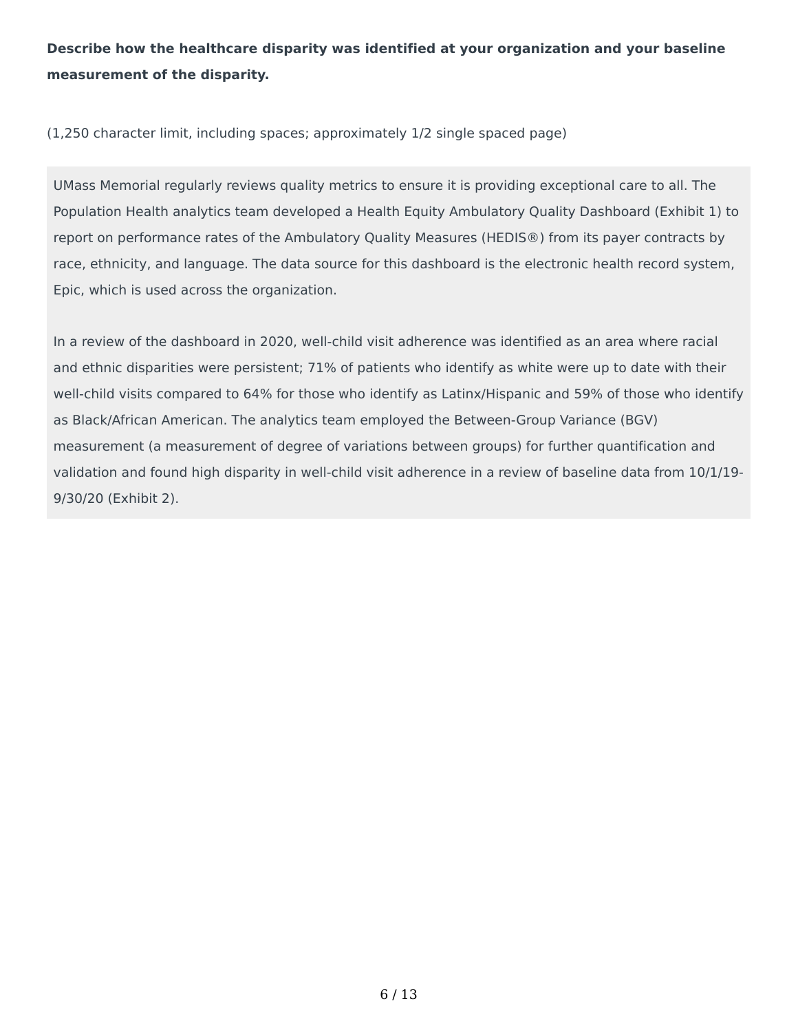**Describe how the healthcare disparity was identified at your organization and your baseline measurement of the disparity.**

(1,250 character limit, including spaces; approximately 1/2 single spaced page)

UMass Memorial regularly reviews quality metrics to ensure it is providing exceptional care to all. The Population Health analytics team developed a Health Equity Ambulatory Quality Dashboard (Exhibit 1) to report on performance rates of the Ambulatory Quality Measures (HEDIS®) from its payer contracts by race, ethnicity, and language. The data source for this dashboard is the electronic health record system, Epic, which is used across the organization.

In a review of the dashboard in 2020, well-child visit adherence was identified as an area where racial and ethnic disparities were persistent; 71% of patients who identify as white were up to date with their well-child visits compared to 64% for those who identify as Latinx/Hispanic and 59% of those who identify as Black/African American. The analytics team employed the Between-Group Variance (BGV) measurement (a measurement of degree of variations between groups) for further quantification and validation and found high disparity in well-child visit adherence in a review of baseline data from 10/1/19-9/30/20 (Exhibit 2).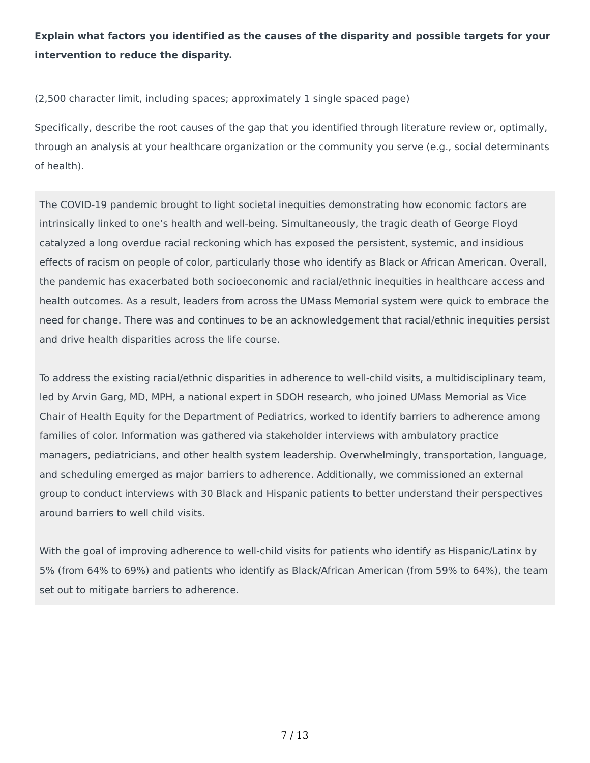**Explain what factors you identified as the causes of the disparity and possible targets for your intervention to reduce the disparity.**

(2,500 character limit, including spaces; approximately 1 single spaced page)

Specifically, describe the root causes of the gap that you identified through literature review or, optimally, through an analysis at your healthcare organization or the community you serve (e.g., social determinants of health).

The COVID-19 pandemic brought to light societal inequities demonstrating how economic factors are intrinsically linked to one's health and well-being. Simultaneously, the tragic death of George Floyd catalyzed a long overdue racial reckoning which has exposed the persistent, systemic, and insidious effects of racism on people of color, particularly those who identify as Black or African American. Overall, the pandemic has exacerbated both socioeconomic and racial/ethnic inequities in healthcare access and health outcomes. As a result, leaders from across the UMass Memorial system were quick to embrace the need for change. There was and continues to be an acknowledgement that racial/ethnic inequities persist and drive health disparities across the life course.

To address the existing racial/ethnic disparities in adherence to well-child visits, a multidisciplinary team, led by Arvin Garg, MD, MPH, a national expert in SDOH research, who joined UMass Memorial as Vice Chair of Health Equity for the Department of Pediatrics, worked to identify barriers to adherence among families of color. Information was gathered via stakeholder interviews with ambulatory practice managers, pediatricians, and other health system leadership. Overwhelmingly, transportation, language, and scheduling emerged as major barriers to adherence. Additionally, we commissioned an external group to conduct interviews with 30 Black and Hispanic patients to better understand their perspectives around barriers to well child visits.

With the goal of improving adherence to well-child visits for patients who identify as Hispanic/Latinx by 5% (from 64% to 69%) and patients who identify as Black/African American (from 59% to 64%), the team set out to mitigate barriers to adherence.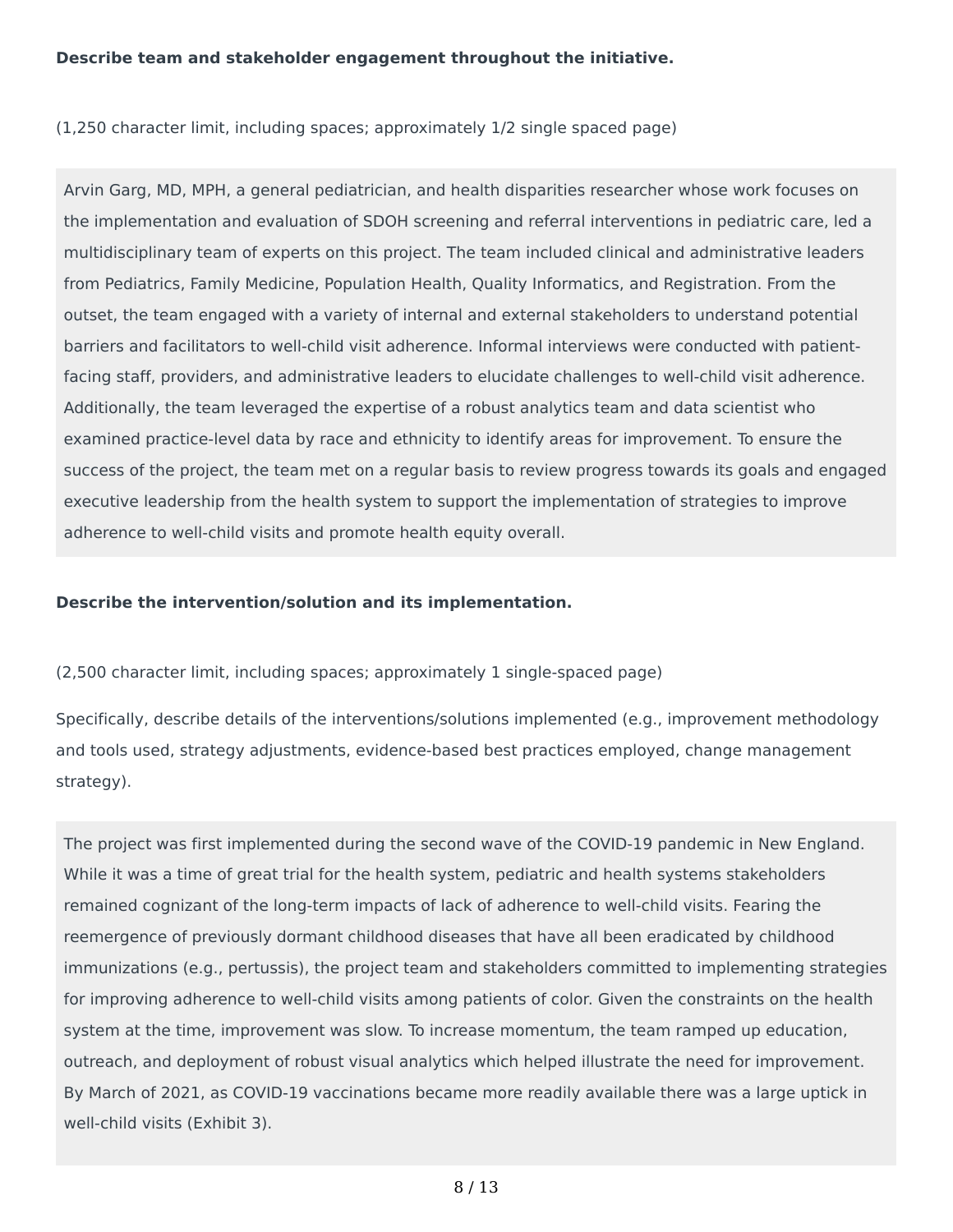**Describe team and stakeholder engagement throughout the initiative.**

(1,250 character limit, including spaces; approximately 1/2 single spaced page)

Arvin Garg, MD, MPH, a general pediatrician, and health disparities researcher whose work focuses on the implementation and evaluation of SDOH screening and referral interventions in pediatric care, led a multidisciplinary team of experts on this project. The team included clinical and administrative leaders from Pediatrics, Family Medicine, Population Health, Quality Informatics, and Registration. From the outset, the team engaged with a variety of internal and external stakeholders to understand potential barriers and facilitators to well-child visit adherence. Informal interviews were conducted with patient-facing staff, providers, and administrative leaders to elucidate challenges to well-child visit adherence. Additionally, the team leveraged the expertise of a robust analytics team and data scientist who examined practice-level data by race and ethnicity to identify areas for improvement. To ensure the success of the project, the team met on a regular basis to review progress towards its goals and engaged executive leadership from the health system to support the implementation of strategies to improve adherence to well-child visits and promote health equity overall.

**Describe the intervention/solution and its implementation.**

(2,500 character limit, including spaces; approximately 1 single-spaced page)

Specifically, describe details of the interventions/solutions implemented (e.g., improvement methodology and tools used, strategy adjustments, evidence-based best practices employed, change management strategy).

The project was first implemented during the second wave of the COVID-19 pandemic in New England. While it was a time of great trial for the health system, pediatric and health systems stakeholders remained cognizant of the long-term impacts of lack of adherence to well-child visits. Fearing the reemergence of previously dormant childhood diseases that have all been eradicated by childhood immunizations (e.g., pertussis), the project team and stakeholders committed to implementing strategies for improving adherence to well-child visits among patients of color. Given the constraints on the health system at the time, improvement was slow. To increase momentum, the team ramped up education, outreach, and deployment of robust visual analytics which helped illustrate the need for improvement. By March of 2021, as COVID-19 vaccinations became more readily available there was a large uptick in well-child visits (Exhibit 3).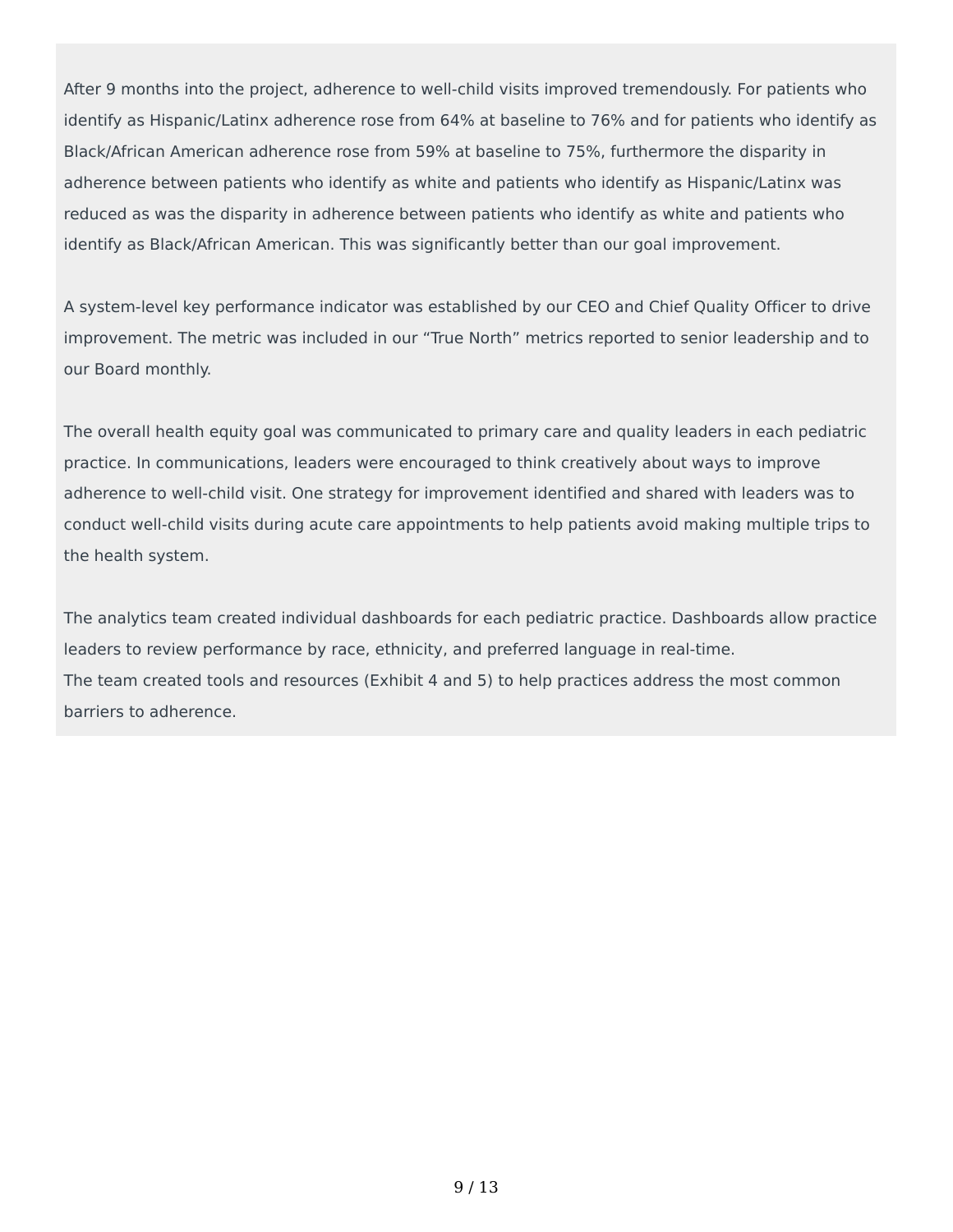After 9 months into the project, adherence to well-child visits improved tremendously. For patients who identify as Hispanic/Latinx adherence rose from 64% at baseline to 76% and for patients who identify as Black/African American adherence rose from 59% at baseline to 75%, furthermore the disparity in adherence between patients who identify as white and patients who identify as Hispanic/Latinx was reduced as was the disparity in adherence between patients who identify as white and patients who identify as Black/African American. This was significantly better than our goal improvement.

A system-level key performance indicator was established by our CEO and Chief Quality Officer to drive improvement. The metric was included in our “True North” metrics reported to senior leadership and to our Board monthly.

The overall health equity goal was communicated to primary care and quality leaders in each pediatric practice. In communications, leaders were encouraged to think creatively about ways to improve adherence to well-child visit. One strategy for improvement identified and shared with leaders was to conduct well-child visits during acute care appointments to help patients avoid making multiple trips to the health system.

The analytics team created individual dashboards for each pediatric practice. Dashboards allow practice leaders to review performance by race, ethnicity, and preferred language in real-time.
The team created tools and resources (Exhibit 4 and 5) to help practices address the most common barriers to adherence.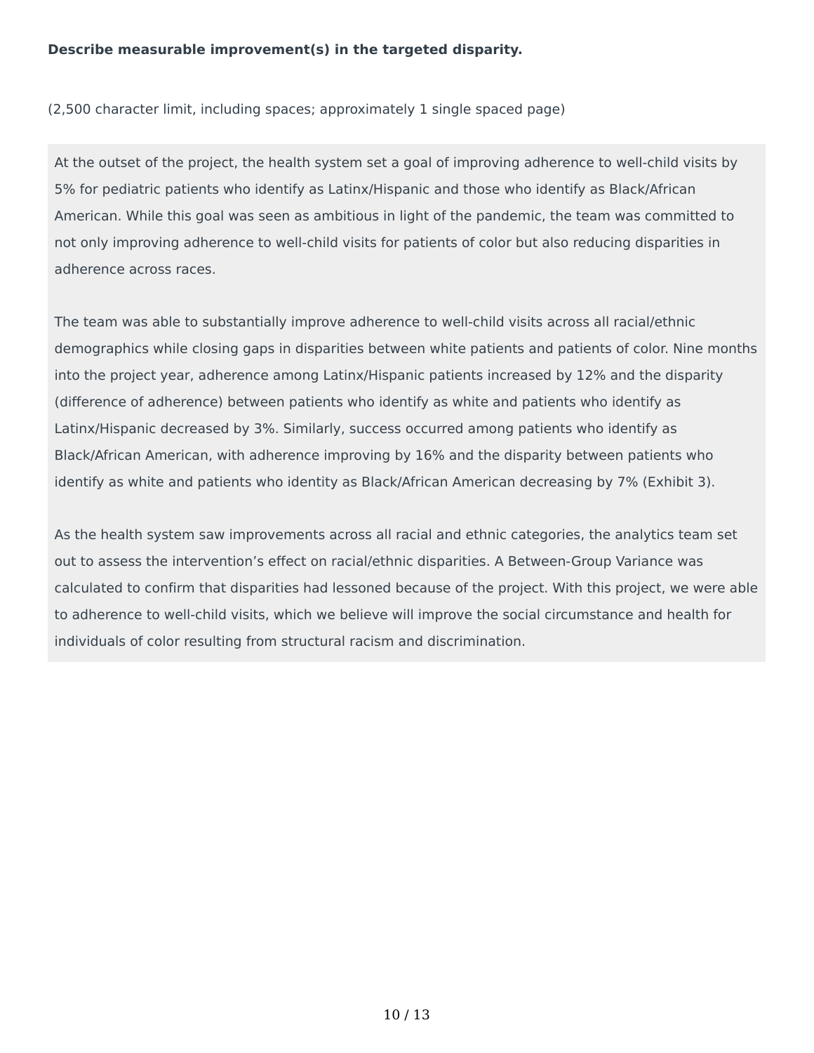**Describe measurable improvement(s) in the targeted disparity.**

(2,500 character limit, including spaces; approximately 1 single spaced page)

At the outset of the project, the health system set a goal of improving adherence to well-child visits by 5% for pediatric patients who identify as Latinx/Hispanic and those who identify as Black/African American. While this goal was seen as ambitious in light of the pandemic, the team was committed to not only improving adherence to well-child visits for patients of color but also reducing disparities in adherence across races.

The team was able to substantially improve adherence to well-child visits across all racial/ethnic demographics while closing gaps in disparities between white patients and patients of color. Nine months into the project year, adherence among Latinx/Hispanic patients increased by 12% and the disparity (difference of adherence) between patients who identify as white and patients who identify as Latinx/Hispanic decreased by 3%. Similarly, success occurred among patients who identify as Black/African American, with adherence improving by 16% and the disparity between patients who identify as white and patients who identity as Black/African American decreasing by 7% (Exhibit 3).

As the health system saw improvements across all racial and ethnic categories, the analytics team set out to assess the intervention's effect on racial/ethnic disparities. A Between-Group Variance was calculated to confirm that disparities had lessoned because of the project. With this project, we were able to adherence to well-child visits, which we believe will improve the social circumstance and health for individuals of color resulting from structural racism and discrimination.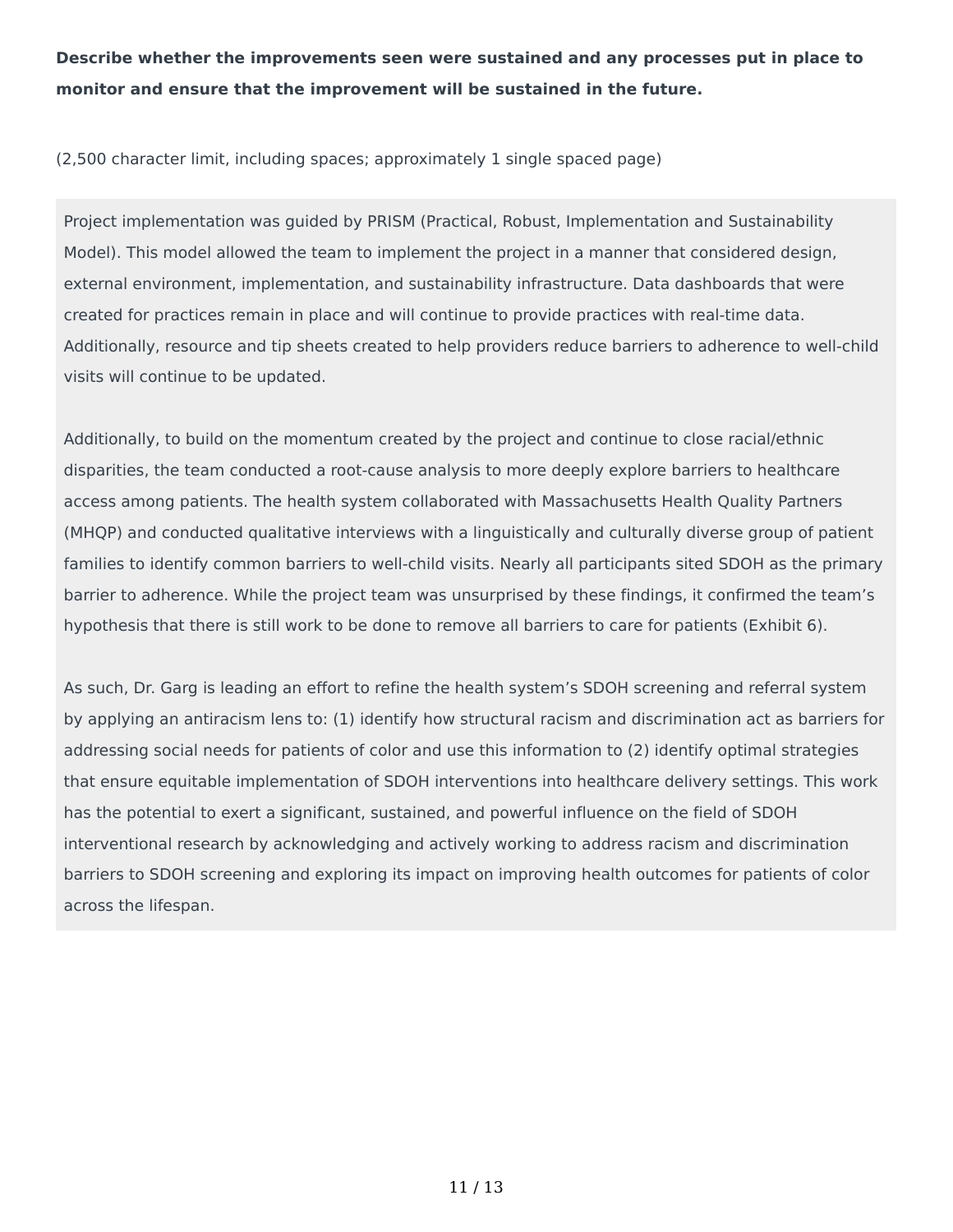**Describe whether the improvements seen were sustained and any processes put in place to monitor and ensure that the improvement will be sustained in the future.**

(2,500 character limit, including spaces; approximately 1 single spaced page)

Project implementation was guided by PRISM (Practical, Robust, Implementation and Sustainability Model). This model allowed the team to implement the project in a manner that considered design, external environment, implementation, and sustainability infrastructure. Data dashboards that were created for practices remain in place and will continue to provide practices with real-time data. Additionally, resource and tip sheets created to help providers reduce barriers to adherence to well-child visits will continue to be updated.

Additionally, to build on the momentum created by the project and continue to close racial/ethnic disparities, the team conducted a root-cause analysis to more deeply explore barriers to healthcare access among patients. The health system collaborated with Massachusetts Health Quality Partners (MHQP) and conducted qualitative interviews with a linguistically and culturally diverse group of patient families to identify common barriers to well-child visits. Nearly all participants sited SDOH as the primary barrier to adherence. While the project team was unsurprised by these findings, it confirmed the team's hypothesis that there is still work to be done to remove all barriers to care for patients (Exhibit 6).

As such, Dr. Garg is leading an effort to refine the health system's SDOH screening and referral system by applying an antiracism lens to: (1) identify how structural racism and discrimination act as barriers for addressing social needs for patients of color and use this information to (2) identify optimal strategies that ensure equitable implementation of SDOH interventions into healthcare delivery settings. This work has the potential to exert a significant, sustained, and powerful influence on the field of SDOH interventional research by acknowledging and actively working to address racism and discrimination barriers to SDOH screening and exploring its impact on improving health outcomes for patients of color across the lifespan.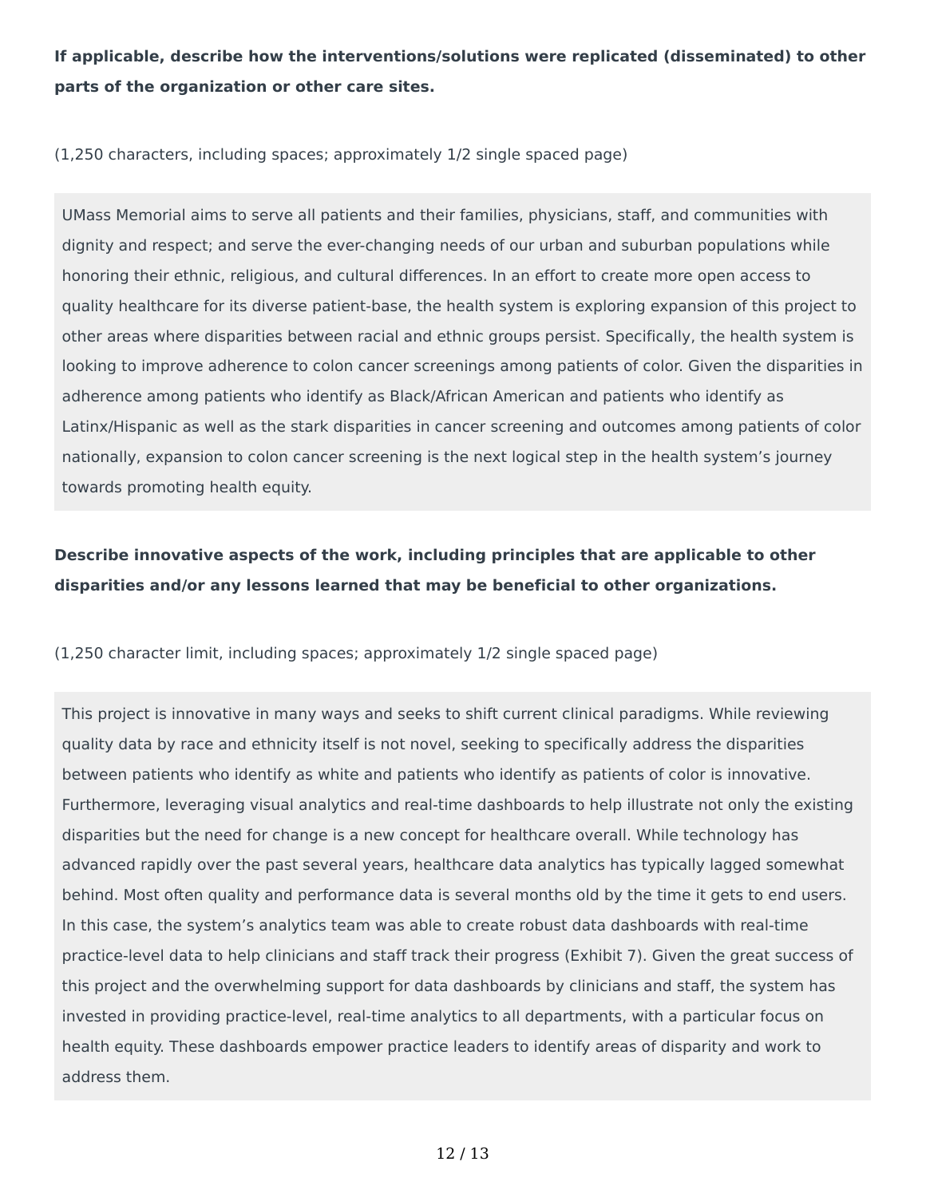**If applicable, describe how the interventions/solutions were replicated (disseminated) to other parts of the organization or other care sites.**

(1,250 characters, including spaces; approximately 1/2 single spaced page)

UMass Memorial aims to serve all patients and their families, physicians, staff, and communities with dignity and respect; and serve the ever-changing needs of our urban and suburban populations while honoring their ethnic, religious, and cultural differences. In an effort to create more open access to quality healthcare for its diverse patient-base, the health system is exploring expansion of this project to other areas where disparities between racial and ethnic groups persist. Specifically, the health system is looking to improve adherence to colon cancer screenings among patients of color. Given the disparities in adherence among patients who identify as Black/African American and patients who identify as Latinx/Hispanic as well as the stark disparities in cancer screening and outcomes among patients of color nationally, expansion to colon cancer screening is the next logical step in the health system's journey towards promoting health equity.

**Describe innovative aspects of the work, including principles that are applicable to other disparities and/or any lessons learned that may be beneficial to other organizations.**

(1,250 character limit, including spaces; approximately 1/2 single spaced page)

This project is innovative in many ways and seeks to shift current clinical paradigms. While reviewing quality data by race and ethnicity itself is not novel, seeking to specifically address the disparities between patients who identify as white and patients who identify as patients of color is innovative. Furthermore, leveraging visual analytics and real-time dashboards to help illustrate not only the existing disparities but the need for change is a new concept for healthcare overall. While technology has advanced rapidly over the past several years, healthcare data analytics has typically lagged somewhat behind. Most often quality and performance data is several months old by the time it gets to end users. In this case, the system's analytics team was able to create robust data dashboards with real-time practice-level data to help clinicians and staff track their progress (Exhibit 7). Given the great success of this project and the overwhelming support for data dashboards by clinicians and staff, the system has invested in providing practice-level, real-time analytics to all departments, with a particular focus on health equity. These dashboards empower practice leaders to identify areas of disparity and work to address them.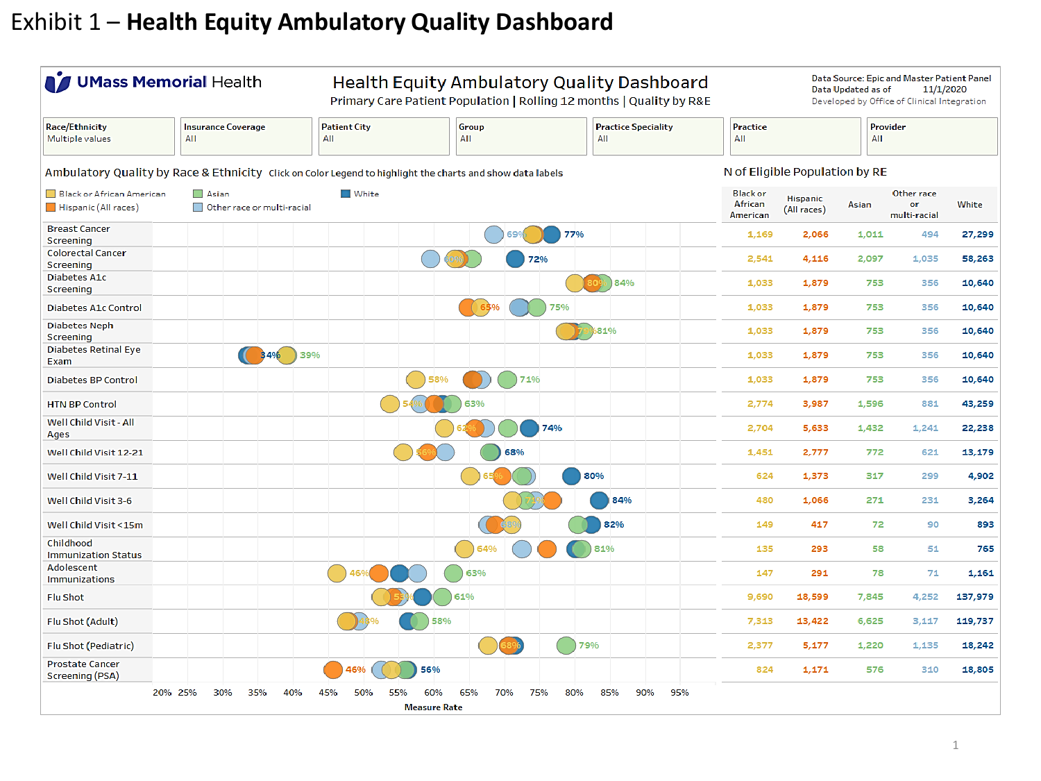# Exhibit 1 – **Health Equity Ambulatory Quality Dashboard**

**UMass Memorial Health**

## Health Equity Ambulatory Quality Dashboard

Primary Care Patient Population | Rolling 12 months | Quality by R&E

Data Source: Epic and Master Patient Panel
Data Updated as of 11/1/2020
Developed by Office of Clinical Integration

| Race/Ethnicity | Insurance Coverage | Patient City | Group | Practice Speciality | Practice | Provider |
|---|---|---|---|---|---|---|
| Multiple values | All | All | All | All | All | All |

### Ambulatory Quality by Race & Ethnicity

Click on Color Legend to highlight the charts and show data labels

Legend: Black or African American; Hispanic (All races); Asian; Other race or multi-racial; White

| Measure | Labeled rates |
|---|---|
| Breast Cancer Screening | 69%, 77% |
| Colorectal Cancer Screening | 60%, 72% |
| Diabetes A1c Screening | 80%, 84% |
| Diabetes A1c Control | 65%, 75% |
| Diabetes Neph Screening | 79%, 81% |
| Diabetes Retinal Eye Exam | 34%, 39% |
| Diabetes BP Control | 58%, 71% |
| HTN BP Control | 54%, 63% |
| Well Child Visit - All Ages | 62%, 74% |
| Well Child Visit 12-21 | 56%, 68% |
| Well Child Visit 7-11 | 65%, 80% |
| Well Child Visit 3-6 | 74%, 84% |
| Well Child Visit <15m | 68%, 82% |
| Childhood Immunization Status | 64%, 81% |
| Adolescent Immunizations | 46%, 63% |
| Flu Shot | 53%, 61% |
| Flu Shot (Adult) | 46%, 58% |
| Flu Shot (Pediatric) | 68%, 79% |
| Prostate Cancer Screening (PSA) | 46%, 56% |

Measure Rate (axis: 20%–95%)

### N of Eligible Population by RE

| Measure | Black or African American | Hispanic (All races) | Asian | Other race or multi-racial | White |
|---|---|---|---|---|---|
| Breast Cancer Screening | 1,169 | 2,066 | 1,011 | 494 | 27,299 |
| Colorectal Cancer Screening | 2,541 | 4,116 | 2,097 | 1,035 | 58,263 |
| Diabetes A1c Screening | 1,033 | 1,879 | 753 | 356 | 10,640 |
| Diabetes A1c Control | 1,033 | 1,879 | 753 | 356 | 10,640 |
| Diabetes Neph Screening | 1,033 | 1,879 | 753 | 356 | 10,640 |
| Diabetes Retinal Eye Exam | 1,033 | 1,879 | 753 | 356 | 10,640 |
| Diabetes BP Control | 1,033 | 1,879 | 753 | 356 | 10,640 |
| HTN BP Control | 2,774 | 3,987 | 1,596 | 881 | 43,259 |
| Well Child Visit - All Ages | 2,704 | 5,633 | 1,432 | 1,241 | 22,238 |
| Well Child Visit 12-21 | 1,451 | 2,777 | 772 | 621 | 13,179 |
| Well Child Visit 7-11 | 624 | 1,373 | 317 | 299 | 4,902 |
| Well Child Visit 3-6 | 480 | 1,066 | 271 | 231 | 3,264 |
| Well Child Visit <15m | 149 | 417 | 72 | 90 | 893 |
| Childhood Immunization Status | 135 | 293 | 58 | 51 | 765 |
| Adolescent Immunizations | 147 | 291 | 78 | 71 | 1,161 |
| Flu Shot | 9,690 | 18,599 | 7,845 | 4,252 | 137,979 |
| Flu Shot (Adult) | 7,313 | 13,422 | 6,625 | 3,117 | 119,737 |
| Flu Shot (Pediatric) | 2,377 | 5,177 | 1,220 | 1,135 | 18,242 |
| Prostate Cancer Screening (PSA) | 824 | 1,171 | 576 | 310 | 18,805 |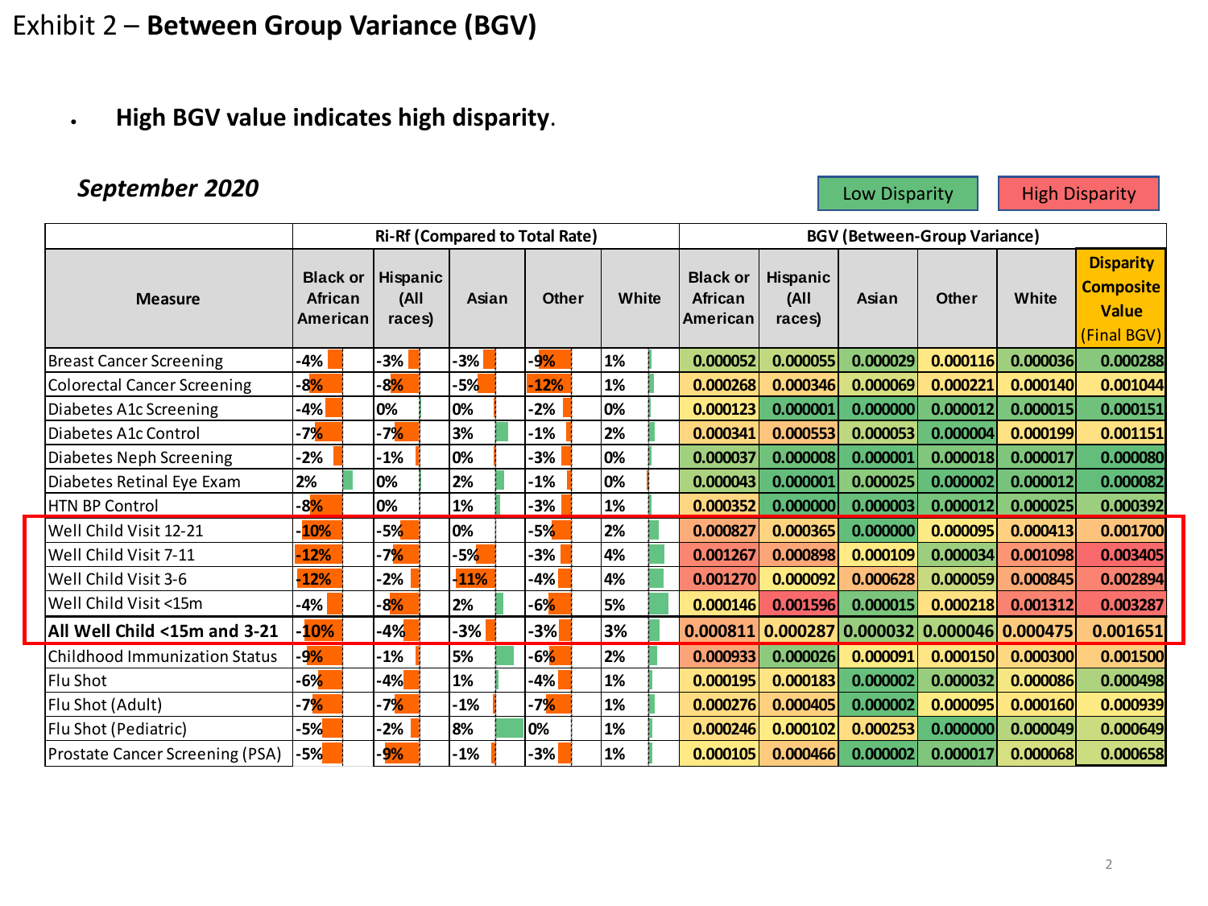# Exhibit 2 – **Between Group Variance (BGV)**

- **High BGV value indicates high disparity.**

***September 2020***

Low Disparity | High Disparity

| Measure | Ri-Rf (Compared to Total Rate) | | | | | BGV (Between-Group Variance) | | | | | |
|---|---|---|---|---|---|---|---|---|---|---|---|
| | Black or African American | Hispanic (All races) | Asian | Other | White | Black or African American | Hispanic (All races) | Asian | Other | White | Disparity Composite Value (Final BGV) |
| Breast Cancer Screening | -4% | -3% | -3% | -9% | 1% | 0.000052 | 0.000055 | 0.000029 | 0.000116 | 0.000036 | 0.000288 |
| Colorectal Cancer Screening | -8% | -8% | -5% | -12% | 1% | 0.000268 | 0.000346 | 0.000069 | 0.000221 | 0.000140 | 0.001044 |
| Diabetes A1c Screening | -4% | 0% | 0% | -2% | 0% | 0.000123 | 0.000001 | 0.000000 | 0.000012 | 0.000015 | 0.000151 |
| Diabetes A1c Control | -7% | -7% | 3% | -1% | 2% | 0.000341 | 0.000553 | 0.000053 | 0.000004 | 0.000199 | 0.001151 |
| Diabetes Neph Screening | -2% | -1% | 0% | -3% | 0% | 0.000037 | 0.000008 | 0.000001 | 0.000018 | 0.000017 | 0.000080 |
| Diabetes Retinal Eye Exam | 2% | 0% | 2% | -1% | 0% | 0.000043 | 0.000001 | 0.000025 | 0.000002 | 0.000012 | 0.000082 |
| HTN BP Control | -8% | 0% | 1% | -3% | 1% | 0.000352 | 0.000000 | 0.000003 | 0.000012 | 0.000025 | 0.000392 |
| Well Child Visit 12-21 | -10% | -5% | 0% | -5% | 2% | 0.000827 | 0.000365 | 0.000000 | 0.000095 | 0.000413 | 0.001700 |
| Well Child Visit 7-11 | -12% | -7% | -5% | -3% | 4% | 0.001267 | 0.000898 | 0.000109 | 0.000034 | 0.001098 | 0.003405 |
| Well Child Visit 3-6 | -12% | -2% | -11% | -4% | 4% | 0.001270 | 0.000092 | 0.000628 | 0.000059 | 0.000845 | 0.002894 |
| Well Child Visit <15m | -4% | -8% | 2% | -6% | 5% | 0.000146 | 0.001596 | 0.000015 | 0.000218 | 0.001312 | 0.003287 |
| **All Well Child <15m and 3-21** | -10% | -4% | -3% | -3% | 3% | 0.000811 | 0.000287 | 0.000032 | 0.000046 | 0.000475 | 0.001651 |
| Childhood Immunization Status | -9% | -1% | 5% | -6% | 2% | 0.000933 | 0.000026 | 0.000091 | 0.000150 | 0.000300 | 0.001500 |
| Flu Shot | -6% | -4% | 1% | -4% | 1% | 0.000195 | 0.000183 | 0.000002 | 0.000032 | 0.000086 | 0.000498 |
| Flu Shot (Adult) | -7% | -7% | -1% | -7% | 1% | 0.000276 | 0.000405 | 0.000002 | 0.000095 | 0.000160 | 0.000939 |
| Flu Shot (Pediatric) | -5% | -2% | 8% | 0% | 1% | 0.000246 | 0.000102 | 0.000253 | 0.000000 | 0.000049 | 0.000649 |
| Prostate Cancer Screening (PSA) | -5% | -9% | -1% | -3% | 1% | 0.000105 | 0.000466 | 0.000002 | 0.000017 | 0.000068 | 0.000658 |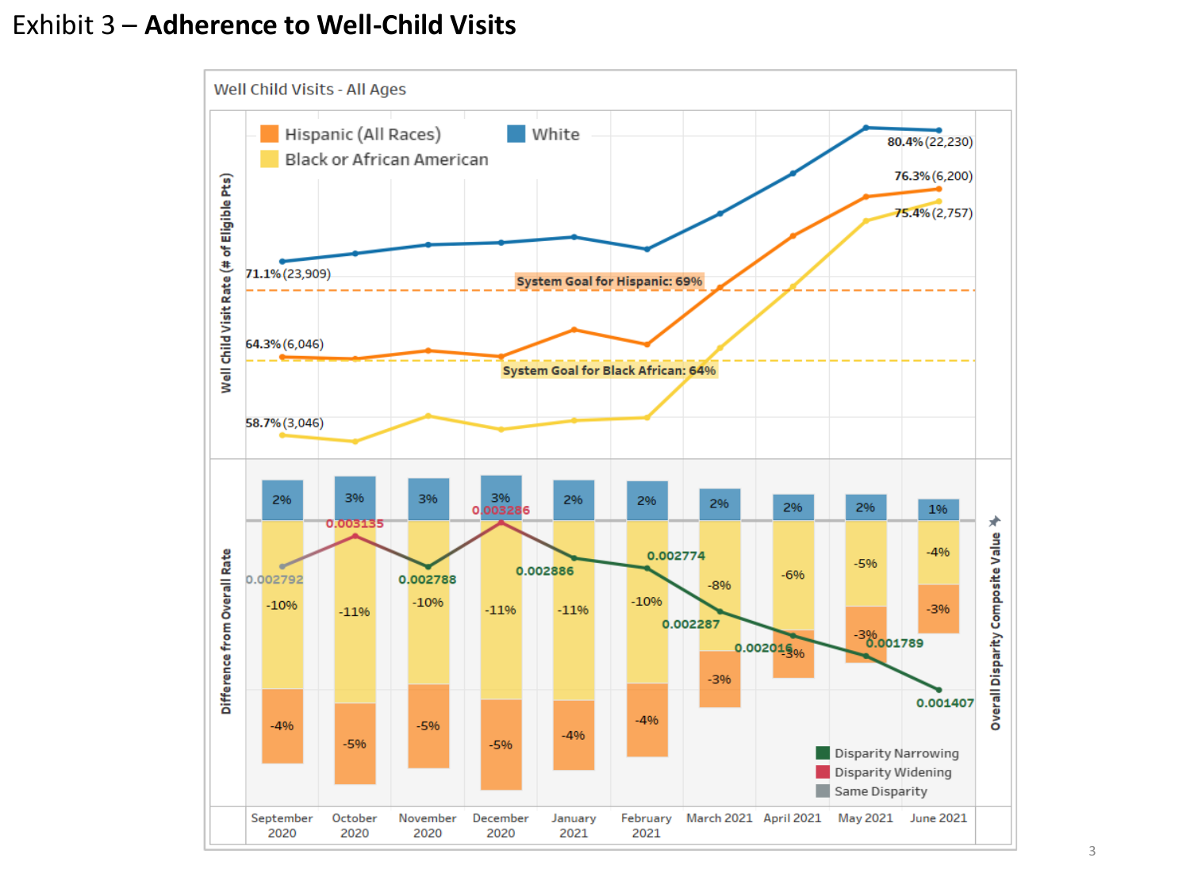Exhibit 3 – **Adherence to Well-Child Visits**

Well Child Visits - All Ages

Legend: Hispanic (All Races) | White | Black or African American

Well Child Visit Rate (# of Eligible Pts)

- White: 71.1% (23,909) → 80.4% (22,230)
- Hispanic (All Races): 64.3% (6,046) → 76.3% (6,200)
- Black or African American: 58.7% (3,046) → 75.4% (2,757)

System Goal for Hispanic: 69%

System Goal for Black African: 64%

Difference from Overall Rate / Overall Disparity Composite Value

| | September 2020 | October 2020 | November 2020 | December 2020 | January 2021 | February 2021 | March 2021 | April 2021 | May 2021 | June 2021 |
|---|---|---|---|---|---|---|---|---|---|---|
| White | 2% | 3% | 3% | 3% | 2% | 2% | 2% | 2% | 2% | 1% |
| Black or African American | -10% | -11% | -10% | -11% | -11% | -10% | -8% | -6% | -5% | -4% |
| Hispanic (All Races) | -4% | -5% | -5% | -5% | -4% | -4% | -3% | -3% | -3% | -3% |
| Overall Disparity Composite Value | 0.002792 | 0.003135 | 0.002788 | 0.003286 | 0.002886 | 0.002774 | 0.002287 | 0.002016 | 0.001789 | 0.001407 |

Disparity Narrowing | Disparity Widening | Same Disparity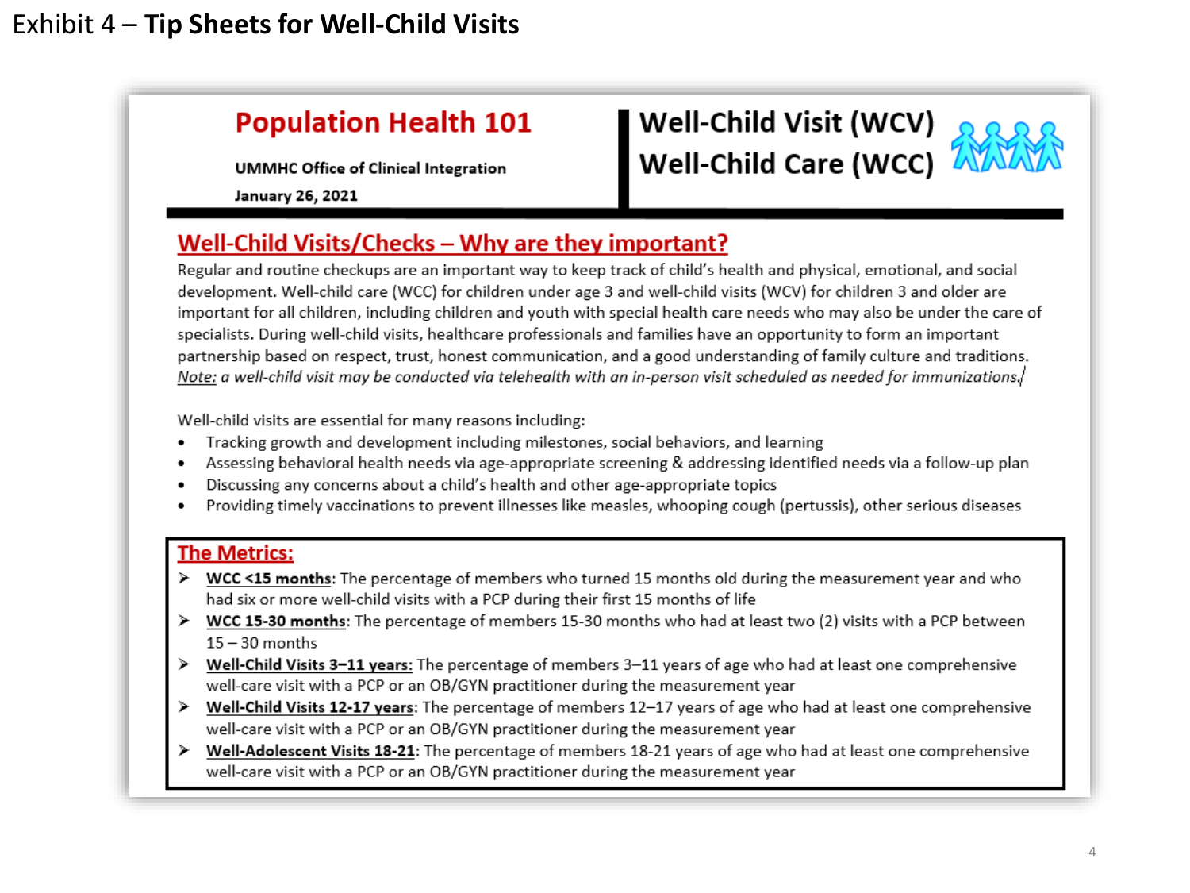# Exhibit 4 – **Tip Sheets for Well-Child Visits**

## Population Health 101

**UMMHC Office of Clinical Integration**

**January 26, 2021**

## Well-Child Visit (WCV)
## Well-Child Care (WCC)

### Well-Child Visits/Checks – Why are they important?

Regular and routine checkups are an important way to keep track of child's health and physical, emotional, and social development. Well-child care (WCC) for children under age 3 and well-child visits (WCV) for children 3 and older are important for all children, including children and youth with special health care needs who may also be under the care of specialists. During well-child visits, healthcare professionals and families have an opportunity to form an important partnership based on respect, trust, honest communication, and a good understanding of family culture and traditions. *Note: a well-child visit may be conducted via telehealth with an in-person visit scheduled as needed for immunizations.*

Well-child visits are essential for many reasons including:

- Tracking growth and development including milestones, social behaviors, and learning
- Assessing behavioral health needs via age-appropriate screening & addressing identified needs via a follow-up plan
- Discussing any concerns about a child's health and other age-appropriate topics
- Providing timely vaccinations to prevent illnesses like measles, whooping cough (pertussis), other serious diseases

### The Metrics:

- **WCC <15 months**: The percentage of members who turned 15 months old during the measurement year and who had six or more well-child visits with a PCP during their first 15 months of life
- **WCC 15-30 months**: The percentage of members 15-30 months who had at least two (2) visits with a PCP between 15 – 30 months
- **Well-Child Visits 3–11 years:** The percentage of members 3–11 years of age who had at least one comprehensive well-care visit with a PCP or an OB/GYN practitioner during the measurement year
- **Well-Child Visits 12-17 years**: The percentage of members 12–17 years of age who had at least one comprehensive well-care visit with a PCP or an OB/GYN practitioner during the measurement year
- **Well-Adolescent Visits 18-21**: The percentage of members 18-21 years of age who had at least one comprehensive well-care visit with a PCP or an OB/GYN practitioner during the measurement year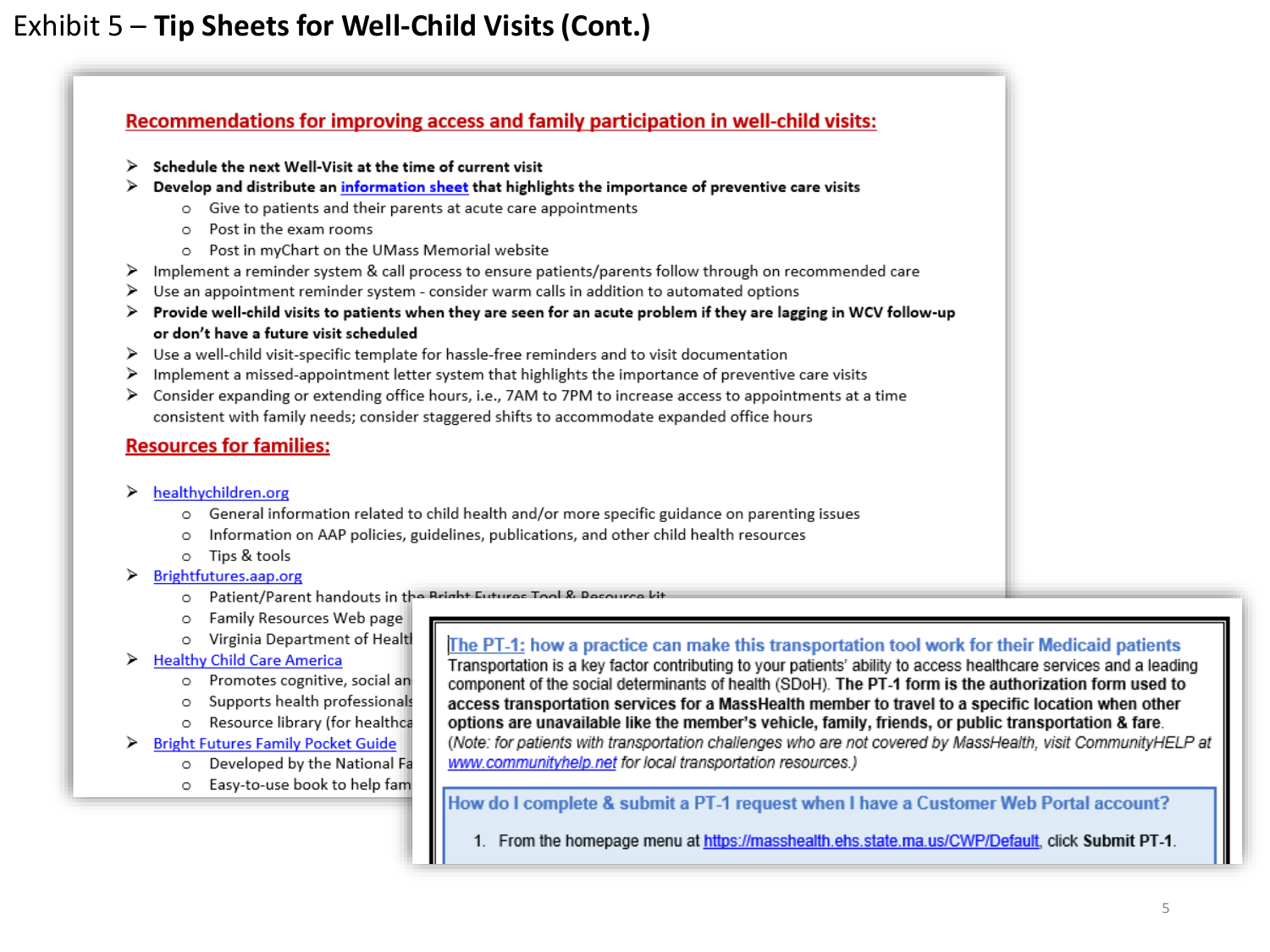# Exhibit 5 – **Tip Sheets for Well-Child Visits (Cont.)**

## Recommendations for improving access and family participation in well-child visits:

- **Schedule the next Well-Visit at the time of current visit**
- **Develop and distribute an information sheet that highlights the importance of preventive care visits**
  - Give to patients and their parents at acute care appointments
  - Post in the exam rooms
  - Post in myChart on the UMass Memorial website
- Implement a reminder system & call process to ensure patients/parents follow through on recommended care
- Use an appointment reminder system - consider warm calls in addition to automated options
- **Provide well-child visits to patients when they are seen for an acute problem if they are lagging in WCV follow-up or don't have a future visit scheduled**
- Use a well-child visit-specific template for hassle-free reminders and to visit documentation
- Implement a missed-appointment letter system that highlights the importance of preventive care visits
- Consider expanding or extending office hours, i.e., 7AM to 7PM to increase access to appointments at a time consistent with family needs; consider staggered shifts to accommodate expanded office hours

## Resources for families:

- healthychildren.org
  - General information related to child health and/or more specific guidance on parenting issues
  - Information on AAP policies, guidelines, publications, and other child health resources
  - Tips & tools
- Brightfutures.aap.org
  - Patient/Parent handouts in the Bright Futures Tool & Resource kit
  - Family Resources Web page
  - Virginia Department of Healt
- Healthy Child Care America
  - Promotes cognitive, social an
  - Supports health professionals
  - Resource library (for healthca
- Bright Futures Family Pocket Guide
  - Developed by the National Fa
  - Easy-to-use book to help fam

### The PT-1: how a practice can make this transportation tool work for their Medicaid patients

Transportation is a key factor contributing to your patients' ability to access healthcare services and a leading component of the social determinants of health (SDoH). **The PT-1 form is the authorization form used to access transportation services for a MassHealth member to travel to a specific location when other options are unavailable like the member's vehicle, family, friends, or public transportation & fare.** *(Note: for patients with transportation challenges who are not covered by MassHealth, visit CommunityHELP at www.communityhelp.net for local transportation resources.)*

**How do I complete & submit a PT-1 request when I have a Customer Web Portal account?**

1. From the homepage menu at https://masshealth.ehs.state.ma.us/CWP/Default, click **Submit PT-1**.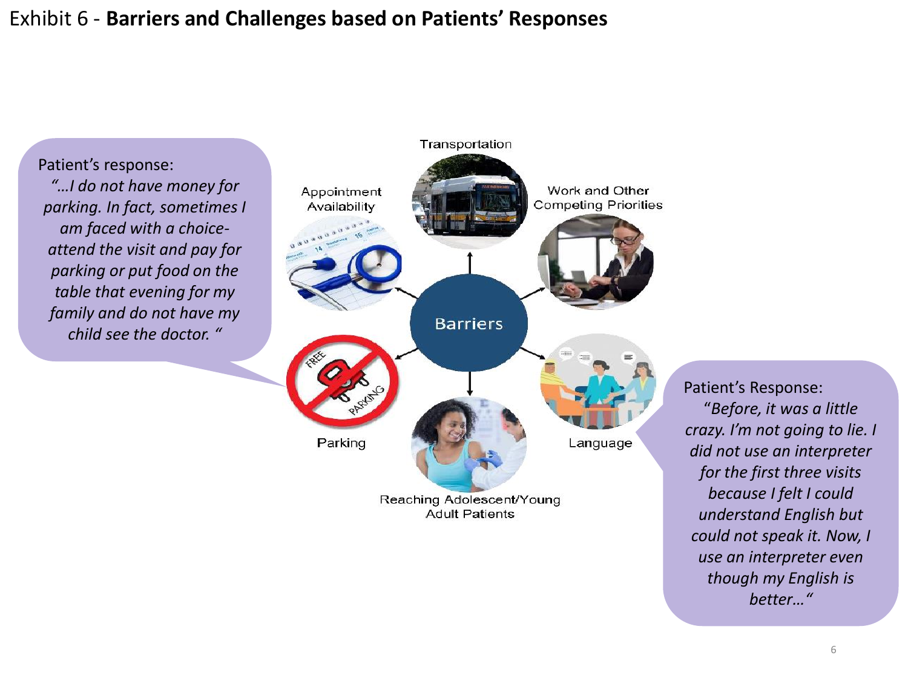Exhibit 6 - **Barriers and Challenges based on Patients' Responses**

Patient's response:
*"…I do not have money for parking. In fact, sometimes I am faced with a choice- attend the visit and pay for parking or put food on the table that evening for my family and do not have my child see the doctor. "*

Barriers

- Transportation
- Work and Other Competing Priorities
- Language
- Reaching Adolescent/Young Adult Patients
- Parking
- Appointment Availability

Patient's Response:
*"Before, it was a little crazy. I'm not going to lie. I did not use an interpreter for the first three visits because I felt I could understand English but could not speak it. Now, I use an interpreter even though my English is better…"*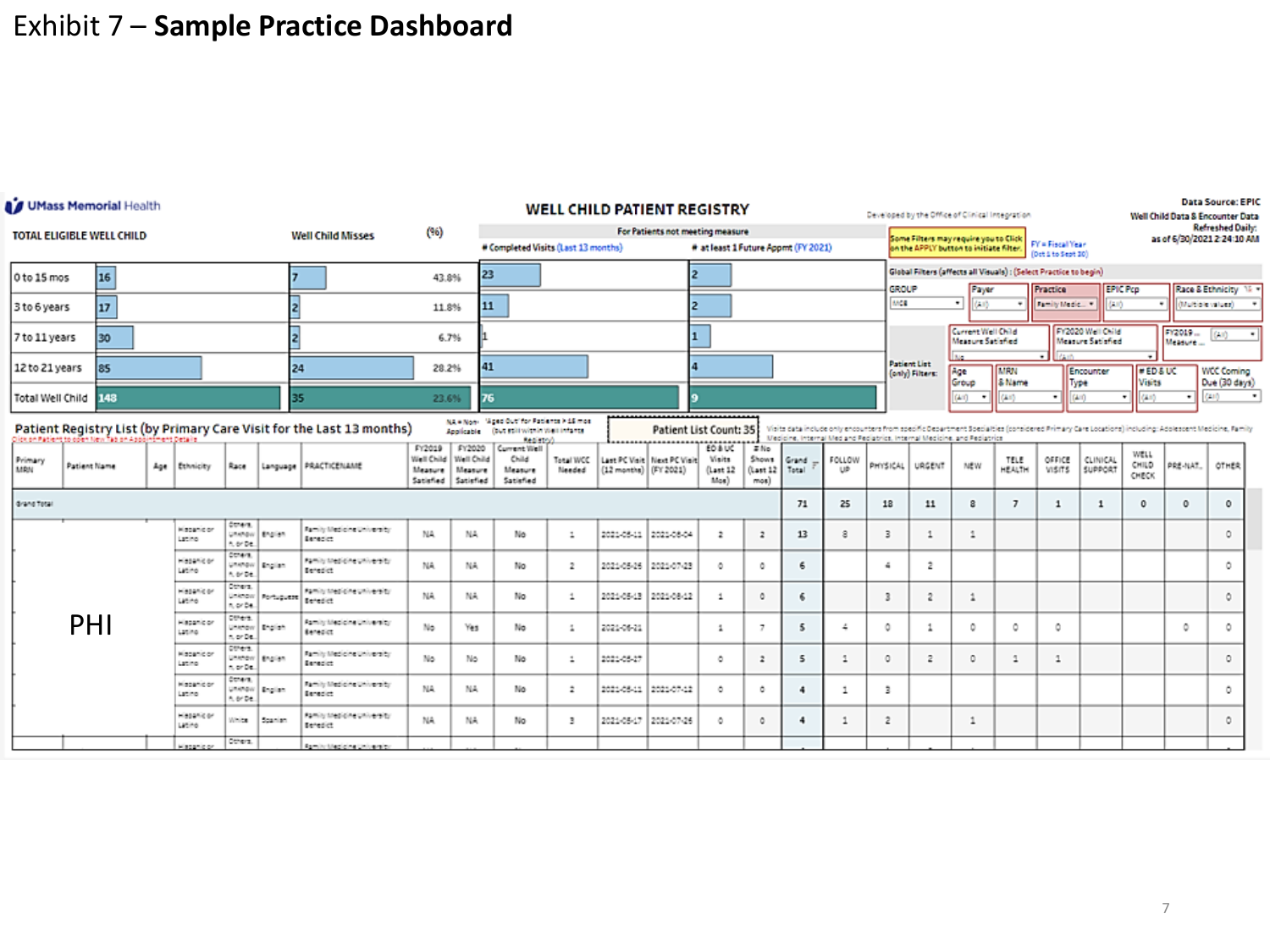Exhibit 7 – **Sample Practice Dashboard**

UMass Memorial Health

## WELL CHILD PATIENT REGISTRY

Developed by the Office of Clinical Integration

Data Source: EPIC
Well Child Data & Encounter Data
Refreshed Daily:
as of 6/30/2021 2:24:10 AM

| TOTAL ELIGIBLE WELL CHILD | | Well Child Misses | (%) | # Completed Visits (Last 13 months) | # at least 1 Future Appmt (FY 2021) |
|---|---|---|---|---|---|
| 0 to 15 mos | 16 | 7 | 43.8% | 23 | 2 |
| 3 to 6 years | 17 | 2 | 11.8% | 11 | 2 |
| 7 to 11 years | 30 | 2 | 6.7% | 1 | 1 |
| 12 to 21 years | 85 | 24 | 28.2% | 41 | 4 |
| Total Well Child | 148 | 35 | 23.6% | 76 | 9 |

For Patients not meeting measure

Some Filters may require you to Click on the APPLY button to initiate filter.

FY = Fiscal Year (Oct 1 to Sept 30)

Global Filters (affects all Visuals) : (Select Practice to begin)

GROUP: MCB | Payer: (All) | Practice: Family Medic... | EPIC Pcp: (All) | Race & Ethnicity: (Multiple values)

Current Well Child Measure Satisfied: No | FY2020 Well Child Measure Satisfied: (All) | FY2019 ... Measure ...: (All)

Patient List (only) Filters: Age Group: (All) | MRN & Name: (All) | Encounter Type: (All) | # ED & UC Visits: (All) | WCC Coming Due (30 days): (All)

### Patient Registry List (by Primary Care Visit for the Last 13 months)

Click on Patient to open New Tab on Appointment Details

NA = Non-Applicable

*Aged Out for Patients > 15 mos (but still within Well Infants Registry)

Patient List Count: 35

Visits data include only encounters from specific Department Specialties (considered Primary Care Locations) including: Adolescent Medicine, Family Medicine, Internal Med and Pediatrics, Internal Medicine, and Pediatrics

| Primary MRN | Patient Name | Age | Ethnicity | Race | Language | PRACTICENAME | FY2019 Well Child Measure Satisfied | FY2020 Well Child Measure Satisfied | Current Well Child Measure Satisfied | Total WCC Needed | Last PC Visit (12 months) | Next PC Visit (FY 2021) | ED & UC Visits (Last 12 Mos) | # No Shows (Last 12 mos) | Grand Total | FOLLOW UP | PHYSICAL | URGENT | NEW | TELE HEALTH | OFFICE VISITS | CLINICAL SUPPORT | WELL CHILD CHECK | PRE-NAT.. | OTHER |
|---|---|---|---|---|---|---|---|---|---|---|---|---|---|---|---|---|---|---|---|---|---|---|---|---|---|
| Grand Total | | | | | | | | | | | | | | | 71 | 25 | 18 | 11 | 8 | 7 | 1 | 1 | 0 | 0 | 0 |
| PHI | | | Hispanic or Latino | Others, Unknown, or De.. | English | Family Medicine University Benedict | NA | NA | No | 1 | 2021-06-11 | 2021-08-04 | 2 | 2 | 13 | 8 | 3 | 1 | 1 | | | | | | 0 |
| | | | Hispanic or Latino | Others, Unknown, or De.. | English | Family Medicine University Benedict | NA | NA | No | 2 | 2021-06-26 | 2021-07-23 | 0 | 0 | 6 | | 4 | 2 | | | | | | | 0 |
| | | | Hispanic or Latino | Others, Unknown, or De.. | Portuguese | Family Medicine University Benedict | NA | NA | No | 1 | 2021-06-13 | 2021-08-12 | 1 | 0 | 6 | | 3 | 2 | 1 | | | | | | 0 |
| | | | Hispanic or Latino | Others, Unknown, or De.. | English | Family Medicine University Benedict | No | Yes | No | 1 | 2021-06-21 | | 1 | 7 | 5 | 4 | 0 | 1 | 0 | 0 | 0 | | | 0 | 0 |
| | | | Hispanic or Latino | Others, Unknown, or De.. | English | Family Medicine University Benedict | No | No | No | 1 | 2021-06-17 | | 0 | 2 | 5 | 1 | 0 | 2 | 0 | 1 | 1 | | | | 0 |
| | | | Hispanic or Latino | Others, Unknown, or De.. | English | Family Medicine University Benedict | NA | NA | No | 2 | 2021-06-11 | 2021-07-12 | 0 | 0 | 4 | 1 | 3 | | | | | | | | 0 |
| | | | Hispanic or Latino | White | Spanish | Family Medicine University Benedict | NA | NA | No | 3 | 2021-06-17 | 2021-07-26 | 0 | 0 | 4 | 1 | 2 | | 1 | | | | | | 0 |
| | | | Hispanic or | Others, | | Family Medicine University | | | | | | | | | | | | | | | | | | | |